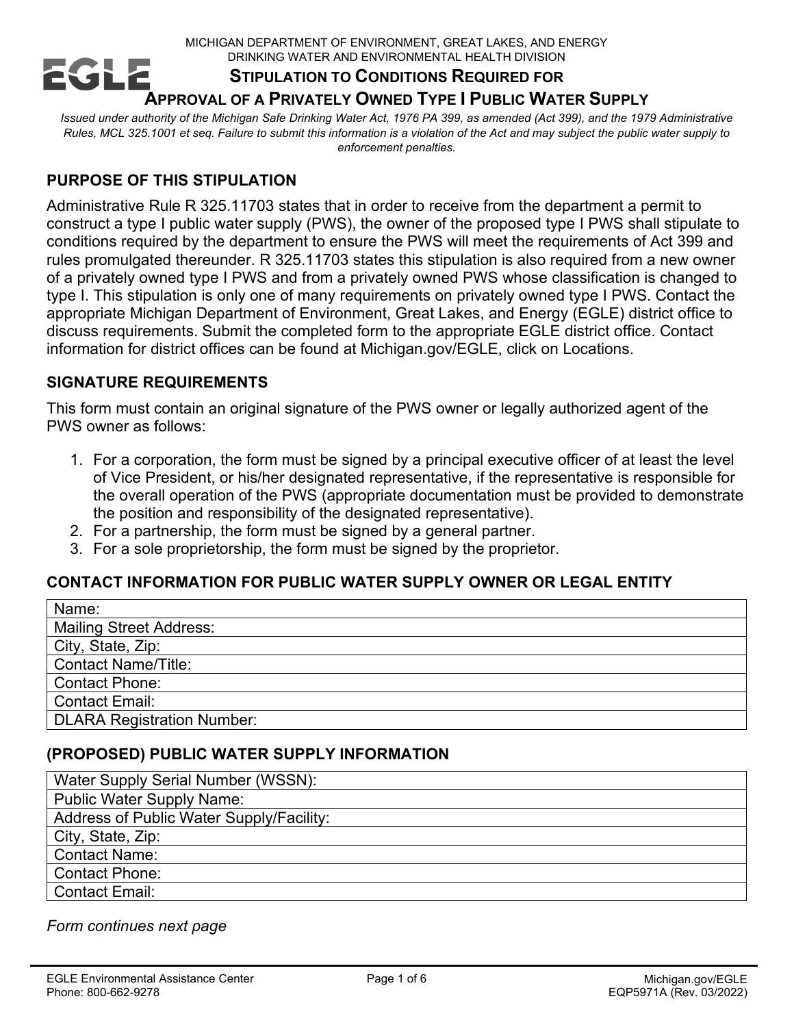MICHIGAN DEPARTMENT OF ENVIRONMENT, GREAT LAKES, AND ENERGY
DRINKING WATER AND ENVIRONMENTAL HEALTH DIVISION

# STIPULATION TO CONDITIONS REQUIRED FOR APPROVAL OF A PRIVATELY OWNED TYPE I PUBLIC WATER SUPPLY

*Issued under authority of the Michigan Safe Drinking Water Act, 1976 PA 399, as amended (Act 399), and the 1979 Administrative Rules, MCL 325.1001 et seq. Failure to submit this information is a violation of the Act and may subject the public water supply to enforcement penalties.*

## PURPOSE OF THIS STIPULATION

Administrative Rule R 325.11703 states that in order to receive from the department a permit to construct a type I public water supply (PWS), the owner of the proposed type I PWS shall stipulate to conditions required by the department to ensure the PWS will meet the requirements of Act 399 and rules promulgated thereunder. R 325.11703 states this stipulation is also required from a new owner of a privately owned type I PWS and from a privately owned PWS whose classification is changed to type I. This stipulation is only one of many requirements on privately owned type I PWS. Contact the appropriate Michigan Department of Environment, Great Lakes, and Energy (EGLE) district office to discuss requirements. Submit the completed form to the appropriate EGLE district office. Contact information for district offices can be found at Michigan.gov/EGLE, click on Locations.

## SIGNATURE REQUIREMENTS

This form must contain an original signature of the PWS owner or legally authorized agent of the PWS owner as follows:

1. For a corporation, the form must be signed by a principal executive officer of at least the level of Vice President, or his/her designated representative, if the representative is responsible for the overall operation of the PWS (appropriate documentation must be provided to demonstrate the position and responsibility of the designated representative).
2. For a partnership, the form must be signed by a general partner.
3. For a sole proprietorship, the form must be signed by the proprietor.

## CONTACT INFORMATION FOR PUBLIC WATER SUPPLY OWNER OR LEGAL ENTITY

| Name: |
|---|
| Mailing Street Address: |
| City, State, Zip: |
| Contact Name/Title: |
| Contact Phone: |
| Contact Email: |
| DLARA Registration Number: |

## (PROPOSED) PUBLIC WATER SUPPLY INFORMATION

| Water Supply Serial Number (WSSN): |
|---|
| Public Water Supply Name: |
| Address of Public Water Supply/Facility: |
| City, State, Zip: |
| Contact Name: |
| Contact Phone: |
| Contact Email: |

*Form continues next page*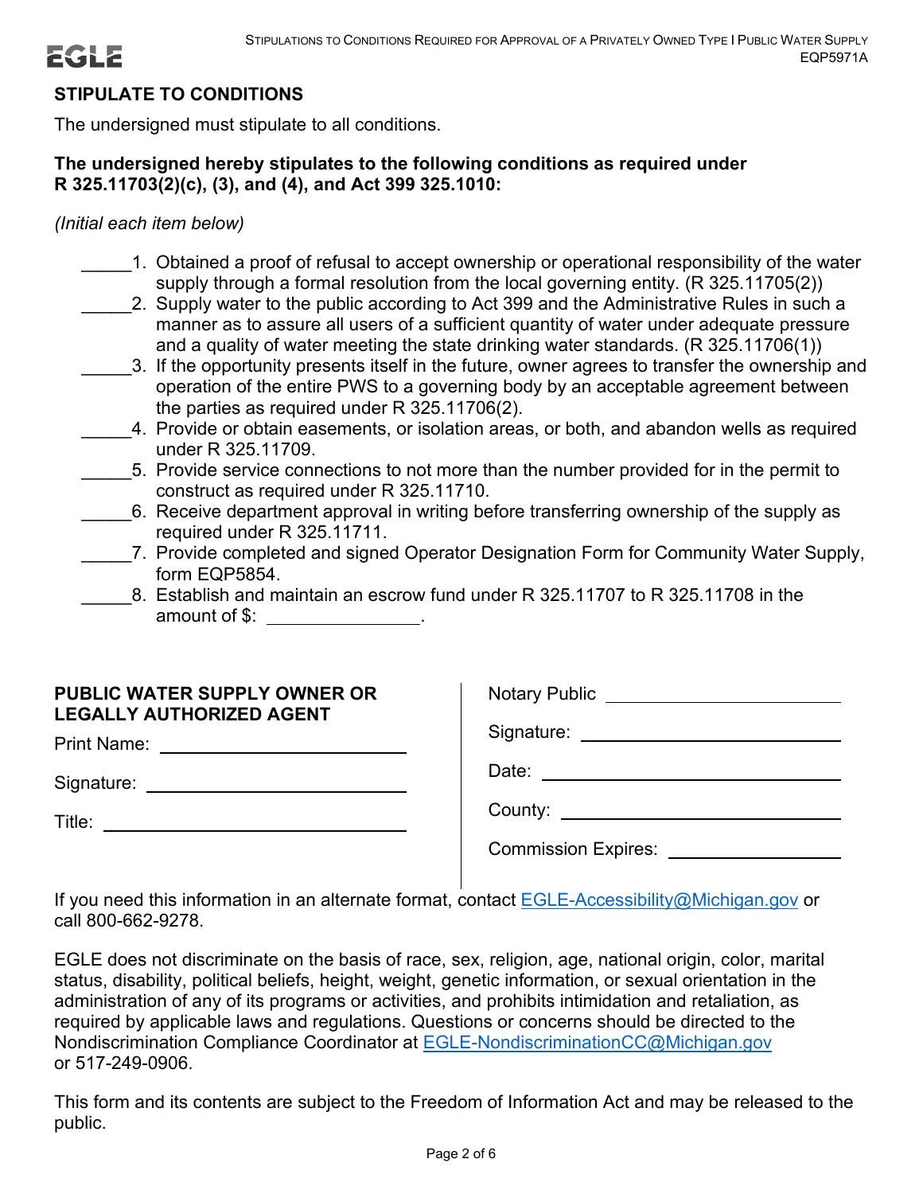## STIPULATE TO CONDITIONS

The undersigned must stipulate to all conditions.

**The undersigned hereby stipulates to the following conditions as required under R 325.11703(2)(c), (3), and (4), and Act 399 325.1010:**

*(Initial each item below)*

_____1. Obtained a proof of refusal to accept ownership or operational responsibility of the water supply through a formal resolution from the local governing entity. (R 325.11705(2))

_____2. Supply water to the public according to Act 399 and the Administrative Rules in such a manner as to assure all users of a sufficient quantity of water under adequate pressure and a quality of water meeting the state drinking water standards. (R 325.11706(1))

_____3. If the opportunity presents itself in the future, owner agrees to transfer the ownership and operation of the entire PWS to a governing body by an acceptable agreement between the parties as required under R 325.11706(2).

_____4. Provide or obtain easements, or isolation areas, or both, and abandon wells as required under R 325.11709.

_____5. Provide service connections to not more than the number provided for in the permit to construct as required under R 325.11710.

_____6. Receive department approval in writing before transferring ownership of the supply as required under R 325.11711.

_____7. Provide completed and signed Operator Designation Form for Community Water Supply, form EQP5854.

_____8. Establish and maintain an escrow fund under R 325.11707 to R 325.11708 in the amount of $: ______________.

**PUBLIC WATER SUPPLY OWNER OR LEGALLY AUTHORIZED AGENT**

Print Name: ______________________

Signature: ______________________

Title: ______________________

Notary Public ______________________

Signature: ______________________

Date: ______________________

County: ______________________

Commission Expires: ______________________

If you need this information in an alternate format, contact EGLE-Accessibility@Michigan.gov or call 800-662-9278.

EGLE does not discriminate on the basis of race, sex, religion, age, national origin, color, marital status, disability, political beliefs, height, weight, genetic information, or sexual orientation in the administration of any of its programs or activities, and prohibits intimidation and retaliation, as required by applicable laws and regulations. Questions or concerns should be directed to the Nondiscrimination Compliance Coordinator at EGLE-NondiscriminationCC@Michigan.gov or 517-249-0906.

This form and its contents are subject to the Freedom of Information Act and may be released to the public.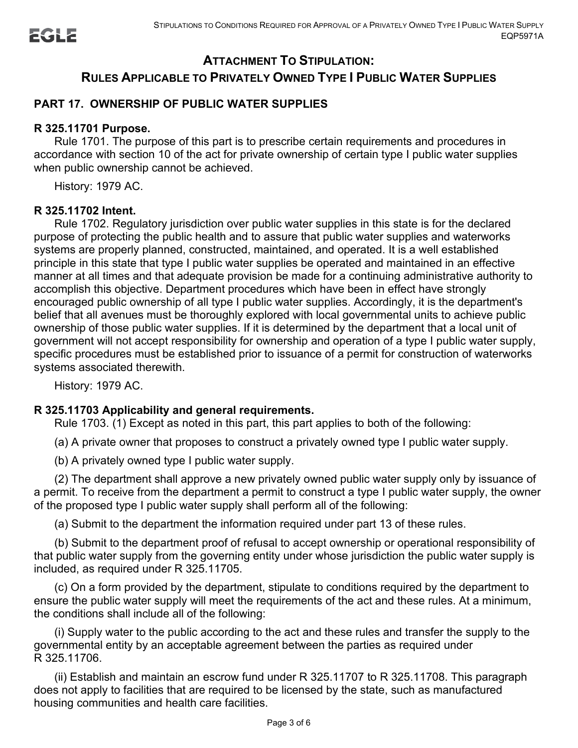## Attachment To Stipulation:
## Rules Applicable to Privately Owned Type I Public Water Supplies

### PART 17. OWNERSHIP OF PUBLIC WATER SUPPLIES

**R 325.11701 Purpose.**

Rule 1701. The purpose of this part is to prescribe certain requirements and procedures in accordance with section 10 of the act for private ownership of certain type I public water supplies when public ownership cannot be achieved.

History: 1979 AC.

**R 325.11702 Intent.**

Rule 1702. Regulatory jurisdiction over public water supplies in this state is for the declared purpose of protecting the public health and to assure that public water supplies and waterworks systems are properly planned, constructed, maintained, and operated. It is a well established principle in this state that type I public water supplies be operated and maintained in an effective manner at all times and that adequate provision be made for a continuing administrative authority to accomplish this objective. Department procedures which have been in effect have strongly encouraged public ownership of all type I public water supplies. Accordingly, it is the department's belief that all avenues must be thoroughly explored with local governmental units to achieve public ownership of those public water supplies. If it is determined by the department that a local unit of government will not accept responsibility for ownership and operation of a type I public water supply, specific procedures must be established prior to issuance of a permit for construction of waterworks systems associated therewith.

History: 1979 AC.

**R 325.11703 Applicability and general requirements.**

Rule 1703. (1) Except as noted in this part, this part applies to both of the following:

(a) A private owner that proposes to construct a privately owned type I public water supply.

(b) A privately owned type I public water supply.

(2) The department shall approve a new privately owned public water supply only by issuance of a permit. To receive from the department a permit to construct a type I public water supply, the owner of the proposed type I public water supply shall perform all of the following:

(a) Submit to the department the information required under part 13 of these rules.

(b) Submit to the department proof of refusal to accept ownership or operational responsibility of that public water supply from the governing entity under whose jurisdiction the public water supply is included, as required under R 325.11705.

(c) On a form provided by the department, stipulate to conditions required by the department to ensure the public water supply will meet the requirements of the act and these rules. At a minimum, the conditions shall include all of the following:

(i) Supply water to the public according to the act and these rules and transfer the supply to the governmental entity by an acceptable agreement between the parties as required under R 325.11706.

(ii) Establish and maintain an escrow fund under R 325.11707 to R 325.11708. This paragraph does not apply to facilities that are required to be licensed by the state, such as manufactured housing communities and health care facilities.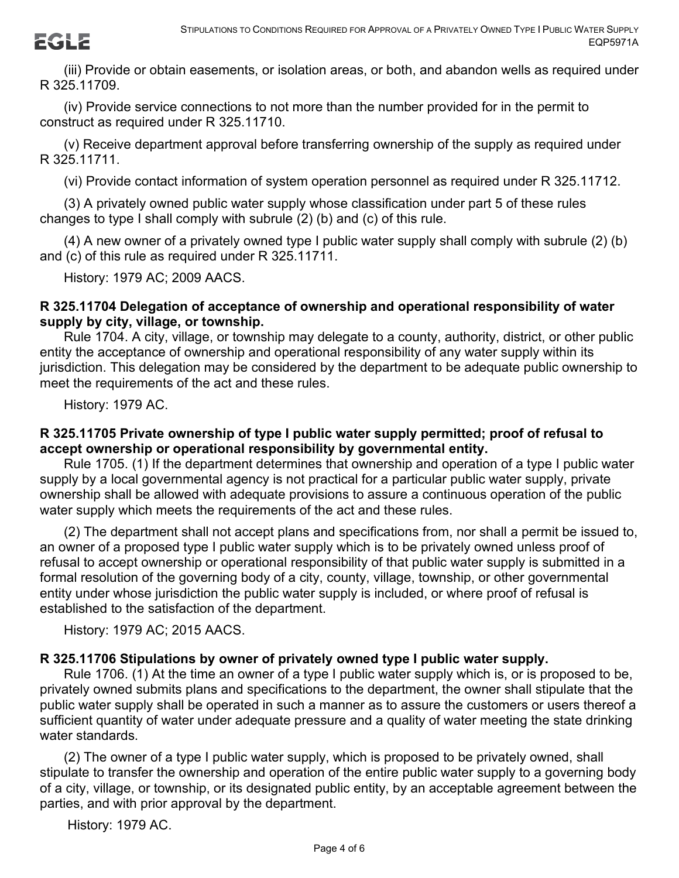(iii) Provide or obtain easements, or isolation areas, or both, and abandon wells as required under R 325.11709.

(iv) Provide service connections to not more than the number provided for in the permit to construct as required under R 325.11710.

(v) Receive department approval before transferring ownership of the supply as required under R 325.11711.

(vi) Provide contact information of system operation personnel as required under R 325.11712.

(3) A privately owned public water supply whose classification under part 5 of these rules changes to type I shall comply with subrule (2) (b) and (c) of this rule.

(4) A new owner of a privately owned type I public water supply shall comply with subrule (2) (b) and (c) of this rule as required under R 325.11711.

History: 1979 AC; 2009 AACS.

**R 325.11704 Delegation of acceptance of ownership and operational responsibility of water supply by city, village, or township.**

Rule 1704. A city, village, or township may delegate to a county, authority, district, or other public entity the acceptance of ownership and operational responsibility of any water supply within its jurisdiction. This delegation may be considered by the department to be adequate public ownership to meet the requirements of the act and these rules.

History: 1979 AC.

**R 325.11705 Private ownership of type I public water supply permitted; proof of refusal to accept ownership or operational responsibility by governmental entity.**

Rule 1705. (1) If the department determines that ownership and operation of a type I public water supply by a local governmental agency is not practical for a particular public water supply, private ownership shall be allowed with adequate provisions to assure a continuous operation of the public water supply which meets the requirements of the act and these rules.

(2) The department shall not accept plans and specifications from, nor shall a permit be issued to, an owner of a proposed type I public water supply which is to be privately owned unless proof of refusal to accept ownership or operational responsibility of that public water supply is submitted in a formal resolution of the governing body of a city, county, village, township, or other governmental entity under whose jurisdiction the public water supply is included, or where proof of refusal is established to the satisfaction of the department.

History: 1979 AC; 2015 AACS.

**R 325.11706 Stipulations by owner of privately owned type I public water supply.**

Rule 1706. (1) At the time an owner of a type I public water supply which is, or is proposed to be, privately owned submits plans and specifications to the department, the owner shall stipulate that the public water supply shall be operated in such a manner as to assure the customers or users thereof a sufficient quantity of water under adequate pressure and a quality of water meeting the state drinking water standards.

(2) The owner of a type I public water supply, which is proposed to be privately owned, shall stipulate to transfer the ownership and operation of the entire public water supply to a governing body of a city, village, or township, or its designated public entity, by an acceptable agreement between the parties, and with prior approval by the department.

History: 1979 AC.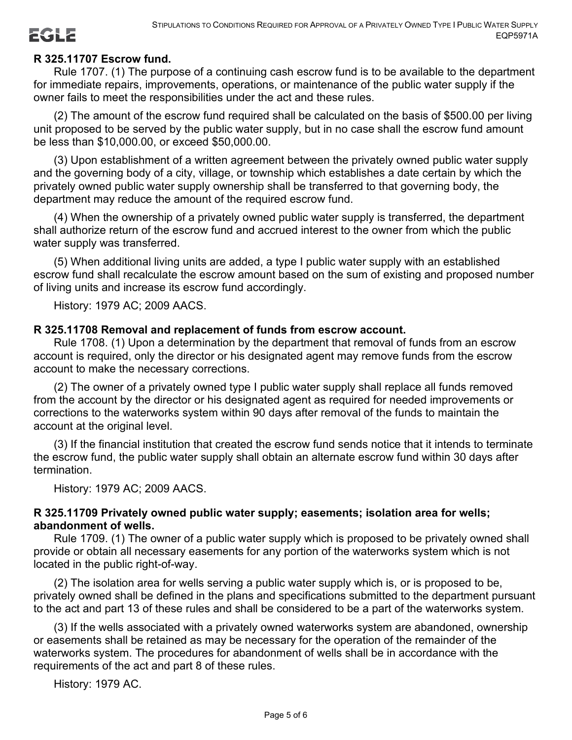**R 325.11707 Escrow fund.**

Rule 1707. (1) The purpose of a continuing cash escrow fund is to be available to the department for immediate repairs, improvements, operations, or maintenance of the public water supply if the owner fails to meet the responsibilities under the act and these rules.

(2) The amount of the escrow fund required shall be calculated on the basis of $500.00 per living unit proposed to be served by the public water supply, but in no case shall the escrow fund amount be less than $10,000.00, or exceed $50,000.00.

(3) Upon establishment of a written agreement between the privately owned public water supply and the governing body of a city, village, or township which establishes a date certain by which the privately owned public water supply ownership shall be transferred to that governing body, the department may reduce the amount of the required escrow fund.

(4) When the ownership of a privately owned public water supply is transferred, the department shall authorize return of the escrow fund and accrued interest to the owner from which the public water supply was transferred.

(5) When additional living units are added, a type I public water supply with an established escrow fund shall recalculate the escrow amount based on the sum of existing and proposed number of living units and increase its escrow fund accordingly.

History: 1979 AC; 2009 AACS.

**R 325.11708 Removal and replacement of funds from escrow account.**

Rule 1708. (1) Upon a determination by the department that removal of funds from an escrow account is required, only the director or his designated agent may remove funds from the escrow account to make the necessary corrections.

(2) The owner of a privately owned type I public water supply shall replace all funds removed from the account by the director or his designated agent as required for needed improvements or corrections to the waterworks system within 90 days after removal of the funds to maintain the account at the original level.

(3) If the financial institution that created the escrow fund sends notice that it intends to terminate the escrow fund, the public water supply shall obtain an alternate escrow fund within 30 days after termination.

History: 1979 AC; 2009 AACS.

**R 325.11709 Privately owned public water supply; easements; isolation area for wells; abandonment of wells.**

Rule 1709. (1) The owner of a public water supply which is proposed to be privately owned shall provide or obtain all necessary easements for any portion of the waterworks system which is not located in the public right-of-way.

(2) The isolation area for wells serving a public water supply which is, or is proposed to be, privately owned shall be defined in the plans and specifications submitted to the department pursuant to the act and part 13 of these rules and shall be considered to be a part of the waterworks system.

(3) If the wells associated with a privately owned waterworks system are abandoned, ownership or easements shall be retained as may be necessary for the operation of the remainder of the waterworks system. The procedures for abandonment of wells shall be in accordance with the requirements of the act and part 8 of these rules.

History: 1979 AC.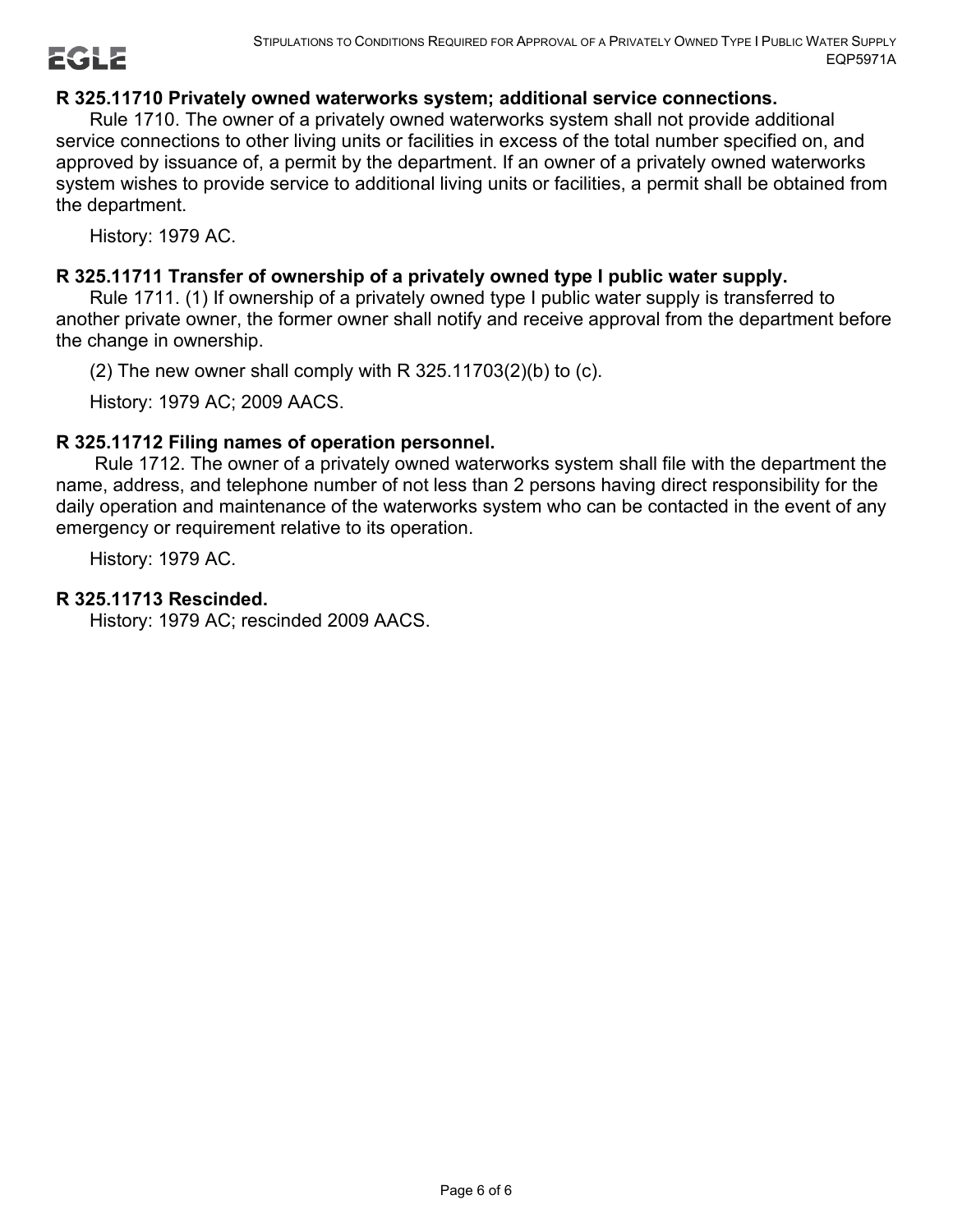**R 325.11710 Privately owned waterworks system; additional service connections.**

Rule 1710. The owner of a privately owned waterworks system shall not provide additional service connections to other living units or facilities in excess of the total number specified on, and approved by issuance of, a permit by the department. If an owner of a privately owned waterworks system wishes to provide service to additional living units or facilities, a permit shall be obtained from the department.

History: 1979 AC.

**R 325.11711 Transfer of ownership of a privately owned type I public water supply.**

Rule 1711. (1) If ownership of a privately owned type I public water supply is transferred to another private owner, the former owner shall notify and receive approval from the department before the change in ownership.

(2) The new owner shall comply with R 325.11703(2)(b) to (c).

History: 1979 AC; 2009 AACS.

**R 325.11712 Filing names of operation personnel.**

Rule 1712. The owner of a privately owned waterworks system shall file with the department the name, address, and telephone number of not less than 2 persons having direct responsibility for the daily operation and maintenance of the waterworks system who can be contacted in the event of any emergency or requirement relative to its operation.

History: 1979 AC.

**R 325.11713 Rescinded.**

History: 1979 AC; rescinded 2009 AACS.